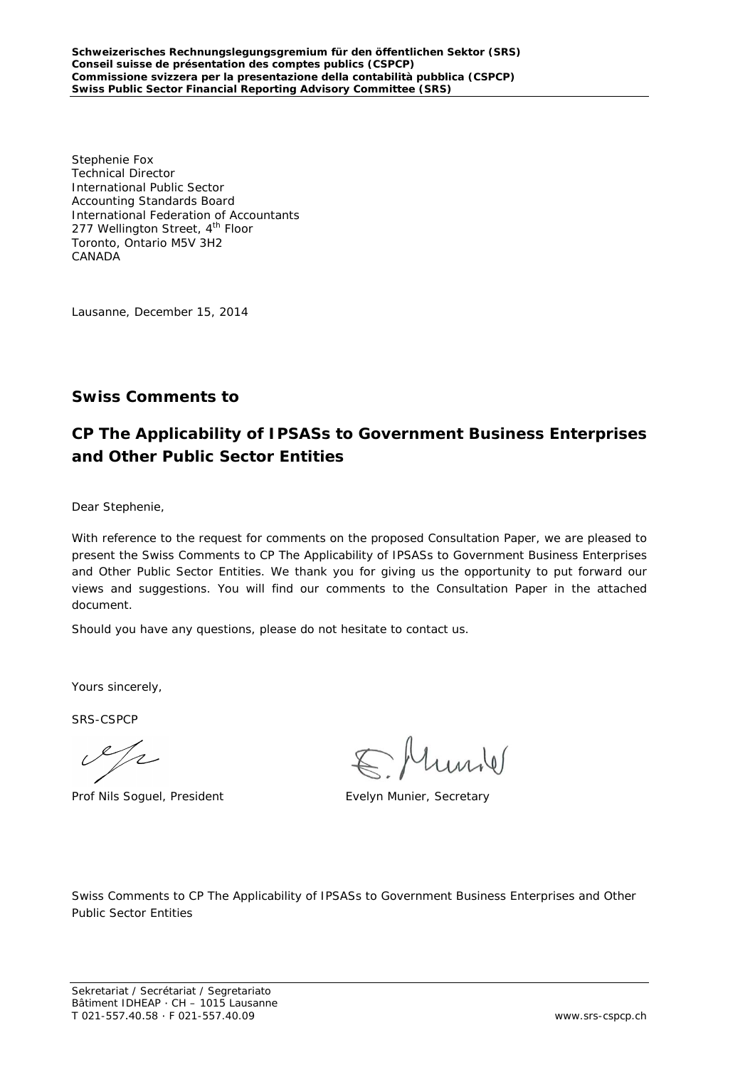**Schweizerisches Rechnungslegungsgremium für den öffentlichen Sektor (SRS)**
**Conseil suisse de présentation des comptes publics (CSPCP)**
**Commissione svizzera per la presentazione della contabilità pubblica (CSPCP)**
**Swiss Public Sector Financial Reporting Advisory Committee (SRS)**

Stephenie Fox
Technical Director
International Public Sector
Accounting Standards Board
International Federation of Accountants
277 Wellington Street, 4th Floor
Toronto, Ontario M5V 3H2
CANADA

Lausanne, December 15, 2014

## Swiss Comments to

## CP The Applicability of IPSASs to Government Business Enterprises and Other Public Sector Entities

Dear Stephenie,

With reference to the request for comments on the proposed Consultation Paper, we are pleased to present the Swiss Comments to CP The Applicability of IPSASs to Government Business Enterprises and Other Public Sector Entities. We thank you for giving us the opportunity to put forward our views and suggestions. You will find our comments to the Consultation Paper in the attached document.

Should you have any questions, please do not hesitate to contact us.

Yours sincerely,

SRS-CSPCP

Prof Nils Soguel, President

Evelyn Munier, Secretary

Swiss Comments to CP The Applicability of IPSASs to Government Business Enterprises and Other Public Sector Entities

Sekretariat / Secrétariat / Segretariato
Bâtiment IDHEAP · CH – 1015 Lausanne
T 021-557.40.58 · F 021-557.40.09
www.srs-cspcp.ch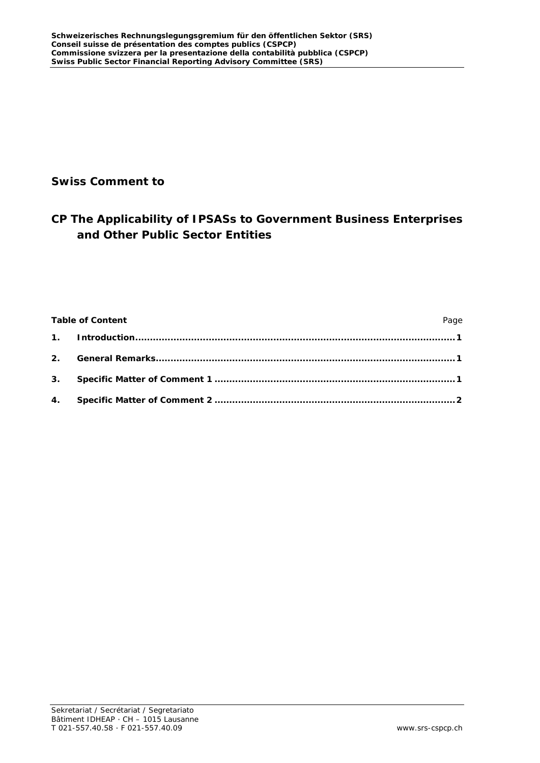**Schweizerisches Rechnungslegungsgremium für den öffentlichen Sektor (SRS)**
**Conseil suisse de présentation des comptes publics (CSPCP)**
**Commissione svizzera per la presentazione della contabilità pubblica (CSPCP)**
**Swiss Public Sector Financial Reporting Advisory Committee (SRS)**

## Swiss Comment to

## CP The Applicability of IPSASs to Government Business Enterprises and Other Public Sector Entities

| Table of Content | Page |
|---|---|
| **1. Introduction** | **1** |
| **2. General Remarks** | **1** |
| **3. Specific Matter of Comment 1** | **1** |
| **4. Specific Matter of Comment 2** | **2** |

Sekretariat / Secrétariat / Segretariato
Bâtiment IDHEAP · CH – 1015 Lausanne
T 021-557.40.58 · F 021-557.40.09
www.srs-cspcp.ch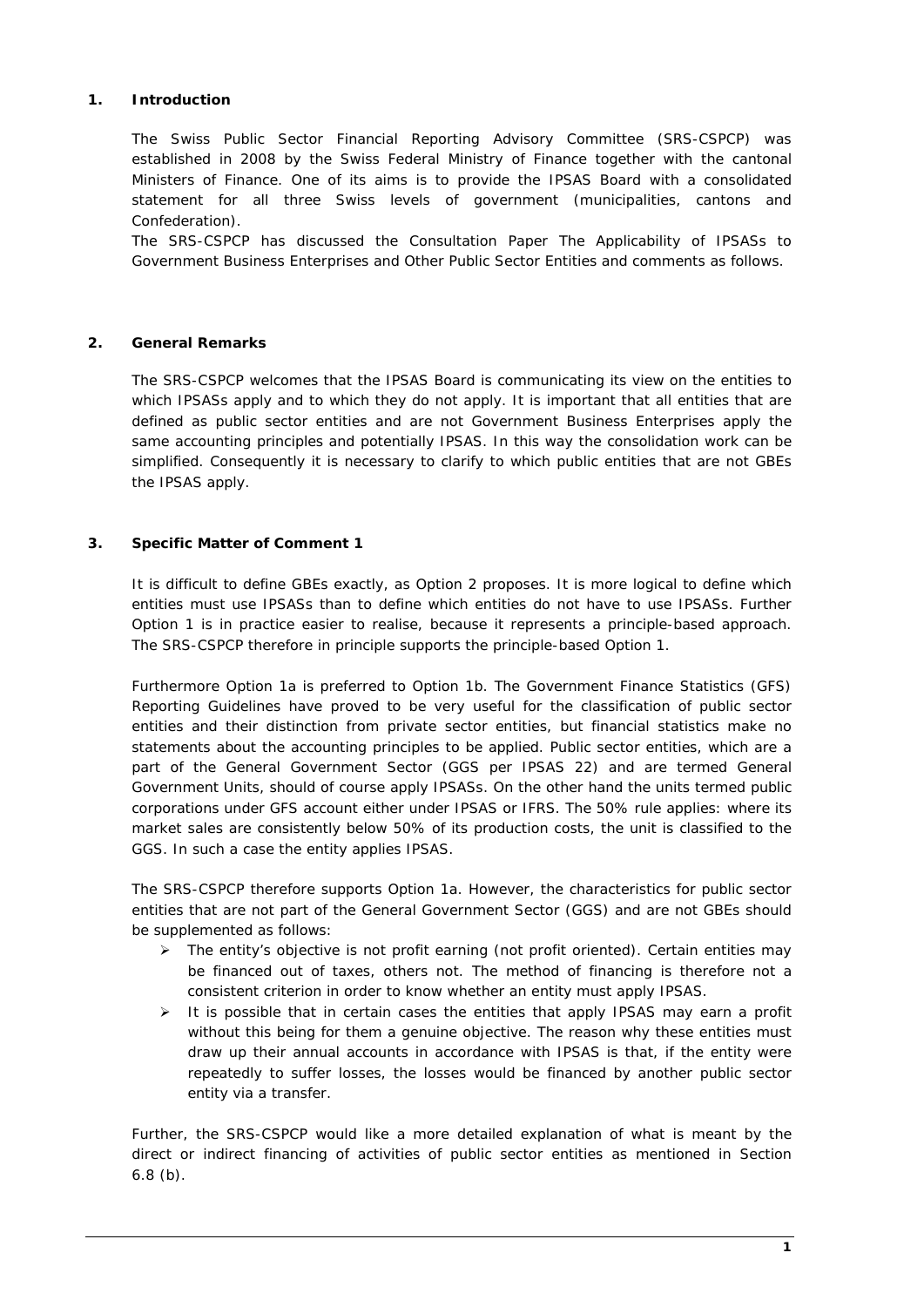## 1. Introduction

The Swiss Public Sector Financial Reporting Advisory Committee (SRS-CSPCP) was established in 2008 by the Swiss Federal Ministry of Finance together with the cantonal Ministers of Finance. One of its aims is to provide the IPSAS Board with a consolidated statement for all three Swiss levels of government (municipalities, cantons and Confederation).

The SRS-CSPCP has discussed the Consultation Paper The Applicability of IPSASs to Government Business Enterprises and Other Public Sector Entities and comments as follows.

## 2. General Remarks

The SRS-CSPCP welcomes that the IPSAS Board is communicating its view on the entities to which IPSASs apply and to which they do not apply. It is important that all entities that are defined as public sector entities and are not Government Business Enterprises apply the same accounting principles and potentially IPSAS. In this way the consolidation work can be simplified. Consequently it is necessary to clarify to which public entities that are not GBEs the IPSAS apply.

## 3. Specific Matter of Comment 1

It is difficult to define GBEs exactly, as Option 2 proposes. It is more logical to define which entities must use IPSASs than to define which entities do not have to use IPSASs. Further Option 1 is in practice easier to realise, because it represents a principle-based approach. The SRS-CSPCP therefore in principle supports the principle-based Option 1.

Furthermore Option 1a is preferred to Option 1b. The Government Finance Statistics (GFS) Reporting Guidelines have proved to be very useful for the classification of public sector entities and their distinction from private sector entities, but financial statistics make no statements about the accounting principles to be applied. Public sector entities, which are a part of the General Government Sector (GGS per IPSAS 22) and are termed General Government Units, should of course apply IPSASs. On the other hand the units termed public corporations under GFS account either under IPSAS or IFRS. The 50% rule applies: where its market sales are consistently below 50% of its production costs, the unit is classified to the GGS. In such a case the entity applies IPSAS.

The SRS-CSPCP therefore supports Option 1a. However, the characteristics for public sector entities that are not part of the General Government Sector (GGS) and are not GBEs should be supplemented as follows:

- The entity's objective is not profit earning (not profit oriented). Certain entities may be financed out of taxes, others not. The method of financing is therefore not a consistent criterion in order to know whether an entity must apply IPSAS.
- It is possible that in certain cases the entities that apply IPSAS may earn a profit without this being for them a genuine objective. The reason why these entities must draw up their annual accounts in accordance with IPSAS is that, if the entity were repeatedly to suffer losses, the losses would be financed by another public sector entity via a transfer.

Further, the SRS-CSPCP would like a more detailed explanation of what is meant by the direct or indirect financing of activities of public sector entities as mentioned in Section 6.8 (b).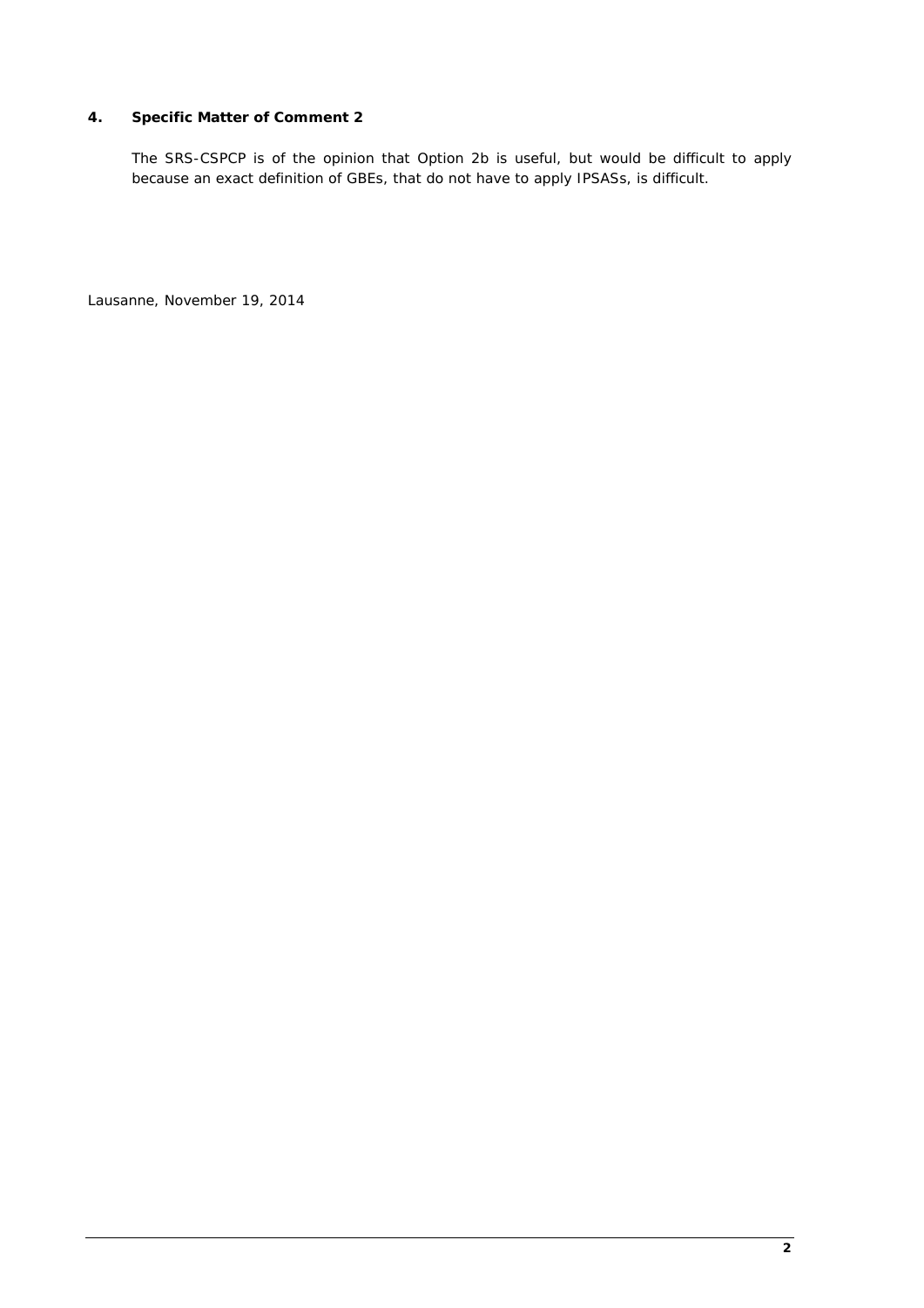## 4. Specific Matter of Comment 2

The SRS-CSPCP is of the opinion that Option 2b is useful, but would be difficult to apply because an exact definition of GBEs, that do not have to apply IPSASs, is difficult.

Lausanne, November 19, 2014